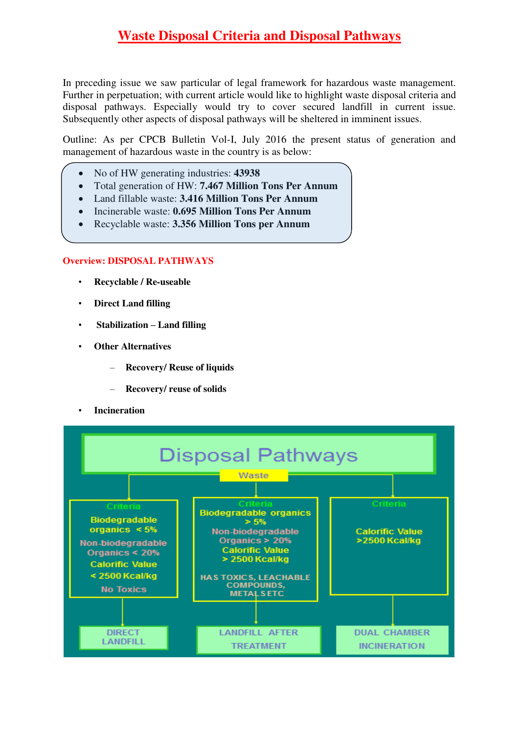# Waste Disposal Criteria and Disposal Pathways

In preceding issue we saw particular of legal framework for hazardous waste management. Further in perpetuation; with current article would like to highlight waste disposal criteria and disposal pathways. Especially would try to cover secured landfill in current issue. Subsequently other aspects of disposal pathways will be sheltered in imminent issues.

Outline: As per CPCB Bulletin Vol-I, July 2016 the present status of generation and management of hazardous waste in the country is as below:

- No of HW generating industries: **43938**
- Total generation of HW: **7.467 Million Tons Per Annum**
- Land fillable waste: **3.416 Million Tons Per Annum**
- Incinerable waste: **0.695 Million Tons Per Annum**
- Recyclable waste: **3.356 Million Tons per Annum**

**Overview: DISPOSAL PATHWAYS**

- **Recyclable / Re-useable**
- **Direct Land filling**
- **Stabilization – Land filling**
- **Other Alternatives**
  - **Recovery/ Reuse of liquids**
  - **Recovery/ reuse of solids**
- **Incineration**

**Disposal Pathways**

Waste

| Criteria | Criteria | Criteria |
|---|---|---|
| Biodegradable organics < 5% | Biodegradable organics > 5% | Calorific Value >2500 Kcal/kg |
| Non-biodegradable Organics < 20% | Non-biodegradable Organics > 20% | |
| Calorific Value < 2500 Kcal/kg | Calorific Value > 2500 Kcal/kg | |
| No Toxics | HAS TOXICS, LEACHABLE COMPOUNDS, METALS ETC | |
| **DIRECT LANDFILL** | **LANDFILL AFTER TREATMENT** | **DUAL CHAMBER INCINERATION** |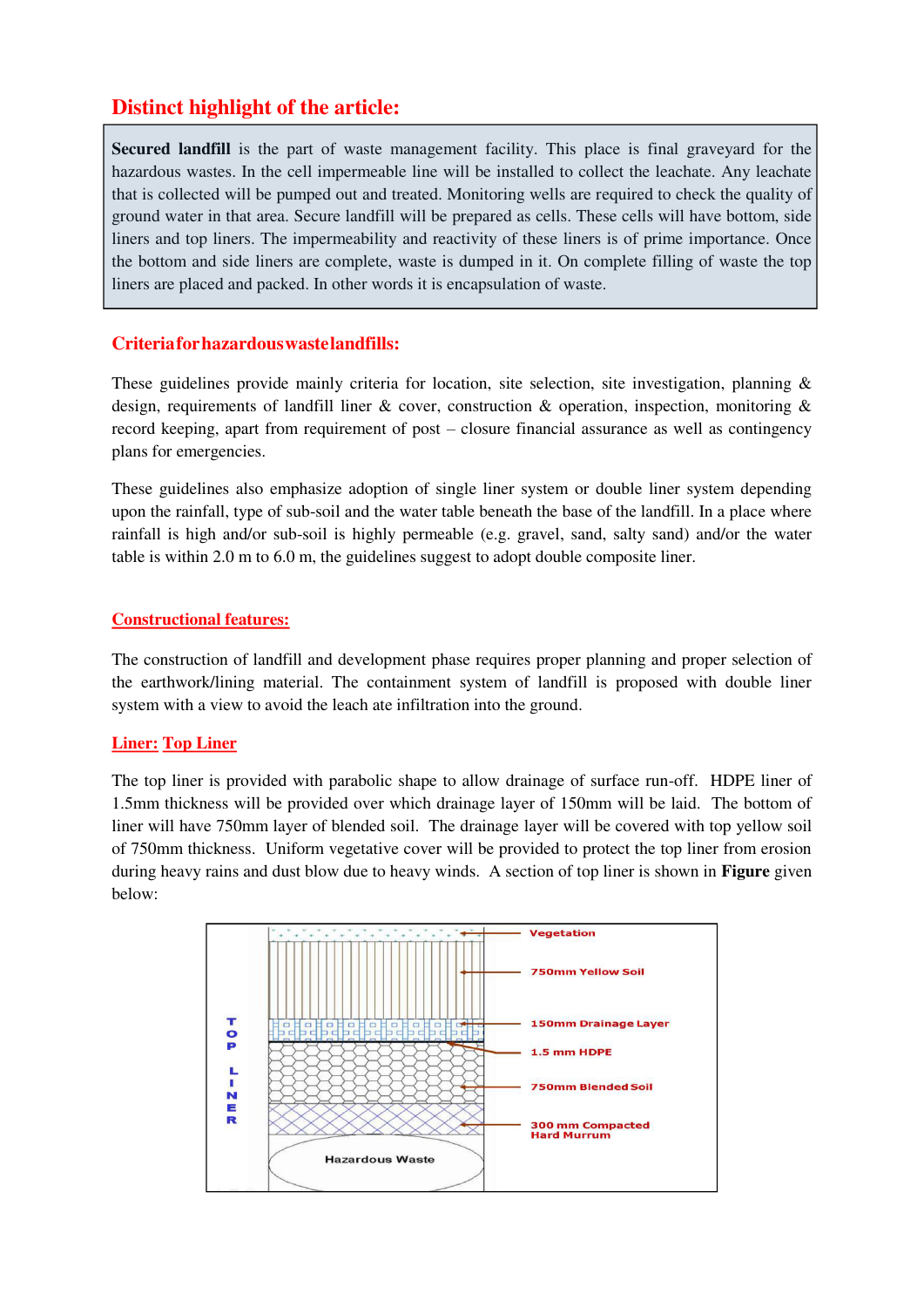## Distinct highlight of the article:

**Secured landfill** is the part of waste management facility. This place is final graveyard for the hazardous wastes. In the cell impermeable line will be installed to collect the leachate. Any leachate that is collected will be pumped out and treated. Monitoring wells are required to check the quality of ground water in that area. Secure landfill will be prepared as cells. These cells will have bottom, side liners and top liners. The impermeability and reactivity of these liners is of prime importance. Once the bottom and side liners are complete, waste is dumped in it. On complete filling of waste the top liners are placed and packed. In other words it is encapsulation of waste.

### Criteriaforhazardouswastelandfills:

These guidelines provide mainly criteria for location, site selection, site investigation, planning & design, requirements of landfill liner & cover, construction & operation, inspection, monitoring & record keeping, apart from requirement of post – closure financial assurance as well as contingency plans for emergencies.

These guidelines also emphasize adoption of single liner system or double liner system depending upon the rainfall, type of sub-soil and the water table beneath the base of the landfill. In a place where rainfall is high and/or sub-soil is highly permeable (e.g. gravel, sand, salty sand) and/or the water table is within 2.0 m to 6.0 m, the guidelines suggest to adopt double composite liner.

### Constructional features:

The construction of landfill and development phase requires proper planning and proper selection of the earthwork/lining material. The containment system of landfill is proposed with double liner system with a view to avoid the leach ate infiltration into the ground.

### Liner: Top Liner

The top liner is provided with parabolic shape to allow drainage of surface run-off. HDPE liner of 1.5mm thickness will be provided over which drainage layer of 150mm will be laid. The bottom of liner will have 750mm layer of blended soil. The drainage layer will be covered with top yellow soil of 750mm thickness. Uniform vegetative cover will be provided to protect the top liner from erosion during heavy rains and dust blow due to heavy winds. A section of top liner is shown in **Figure** given below:

TOP LINER

- Vegetation
- 750mm Yellow Soil
- 150mm Drainage Layer
- 1.5 mm HDPE
- 750mm Blended Soil
- 300 mm Compacted Hard Murrum
- Hazardous Waste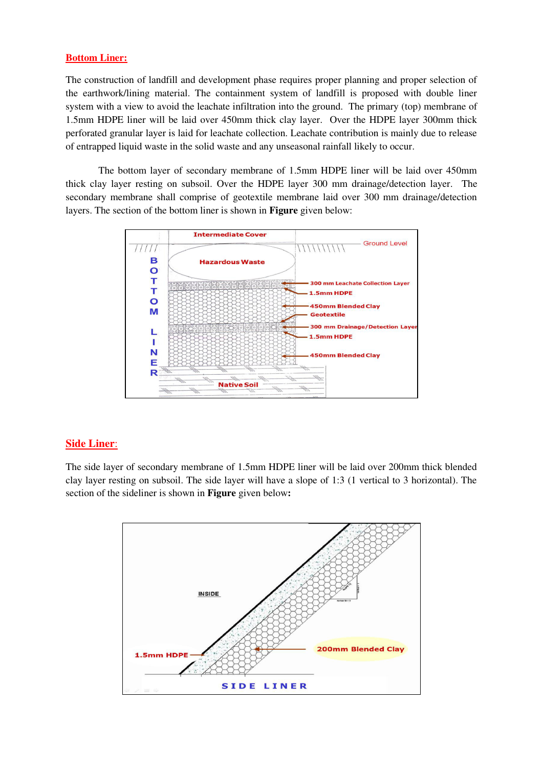## Bottom Liner:

The construction of landfill and development phase requires proper planning and proper selection of the earthwork/lining material. The containment system of landfill is proposed with double liner system with a view to avoid the leachate infiltration into the ground. The primary (top) membrane of 1.5mm HDPE liner will be laid over 450mm thick clay layer. Over the HDPE layer 300mm thick perforated granular layer is laid for leachate collection. Leachate contribution is mainly due to release of entrapped liquid waste in the solid waste and any unseasonal rainfall likely to occur.

The bottom layer of secondary membrane of 1.5mm HDPE liner will be laid over 450mm thick clay layer resting on subsoil. Over the HDPE layer 300 mm drainage/detection layer. The secondary membrane shall comprise of geotextile membrane laid over 300 mm drainage/detection layers. The section of the bottom liner is shown in **Figure** given below:

## Side Liner:

The side layer of secondary membrane of 1.5mm HDPE liner will be laid over 200mm thick blended clay layer resting on subsoil. The side layer will have a slope of 1:3 (1 vertical to 3 horizontal). The section of the sideliner is shown in **Figure** given below**:**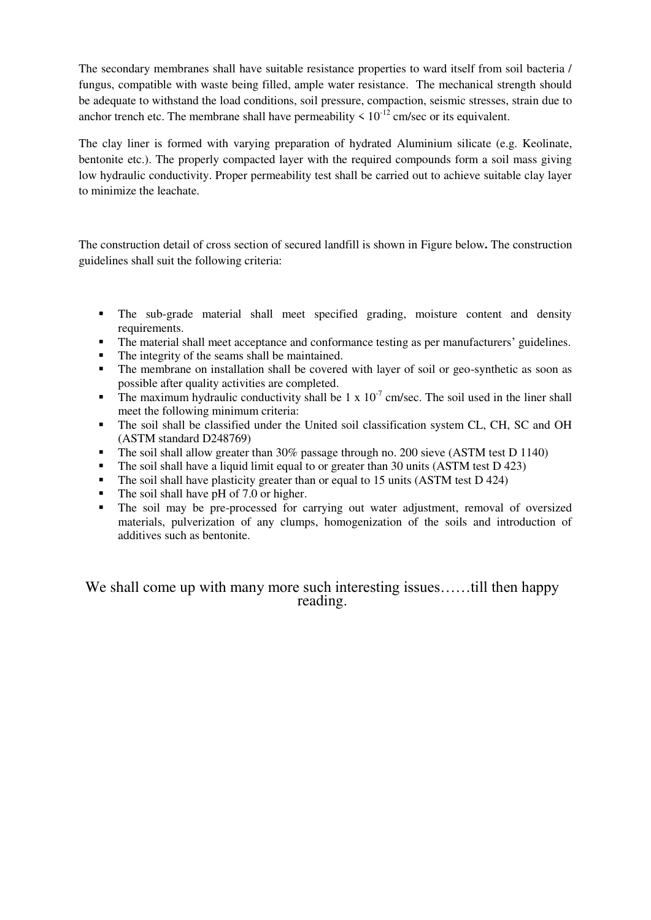The secondary membranes shall have suitable resistance properties to ward itself from soil bacteria / fungus, compatible with waste being filled, ample water resistance. The mechanical strength should be adequate to withstand the load conditions, soil pressure, compaction, seismic stresses, strain due to anchor trench etc. The membrane shall have permeability < $10^{-12}$ cm/sec or its equivalent.

The clay liner is formed with varying preparation of hydrated Aluminium silicate (e.g. Keolinate, bentonite etc.). The properly compacted layer with the required compounds form a soil mass giving low hydraulic conductivity. Proper permeability test shall be carried out to achieve suitable clay layer to minimize the leachate.

The construction detail of cross section of secured landfill is shown in Figure below**.** The construction guidelines shall suit the following criteria:

- The sub-grade material shall meet specified grading, moisture content and density requirements.
- The material shall meet acceptance and conformance testing as per manufacturers' guidelines.
- The integrity of the seams shall be maintained.
- The membrane on installation shall be covered with layer of soil or geo-synthetic as soon as possible after quality activities are completed.
- The maximum hydraulic conductivity shall be 1 x $10^{-7}$ cm/sec. The soil used in the liner shall meet the following minimum criteria:
- The soil shall be classified under the United soil classification system CL, CH, SC and OH (ASTM standard D248769)
- The soil shall allow greater than 30% passage through no. 200 sieve (ASTM test D 1140)
- The soil shall have a liquid limit equal to or greater than 30 units (ASTM test D 423)
- The soil shall have plasticity greater than or equal to 15 units (ASTM test D 424)
- The soil shall have pH of 7.0 or higher.
- The soil may be pre-processed for carrying out water adjustment, removal of oversized materials, pulverization of any clumps, homogenization of the soils and introduction of additives such as bentonite.

We shall come up with many more such interesting issues……till then happy reading.